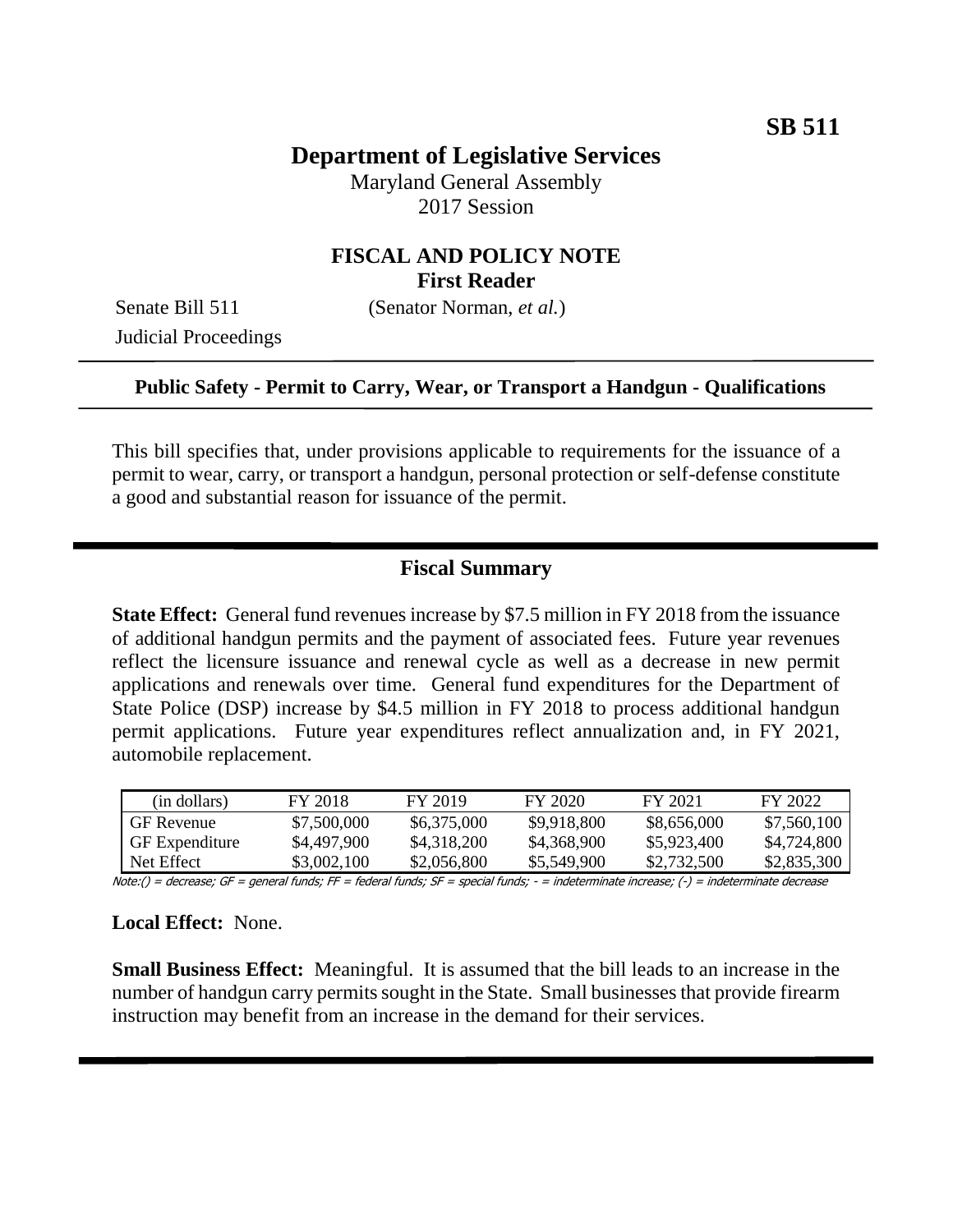**SB 511**

# Department of Legislative Services

Maryland General Assembly
2017 Session

## FISCAL AND POLICY NOTE
**First Reader**

Senate Bill 511 (Senator Norman, *et al.*)
Judicial Proceedings

**Public Safety - Permit to Carry, Wear, or Transport a Handgun - Qualifications**

This bill specifies that, under provisions applicable to requirements for the issuance of a permit to wear, carry, or transport a handgun, personal protection or self-defense constitute a good and substantial reason for issuance of the permit.

## Fiscal Summary

**State Effect:** General fund revenues increase by $7.5 million in FY 2018 from the issuance of additional handgun permits and the payment of associated fees. Future year revenues reflect the licensure issuance and renewal cycle as well as a decrease in new permit applications and renewals over time. General fund expenditures for the Department of State Police (DSP) increase by $4.5 million in FY 2018 to process additional handgun permit applications. Future year expenditures reflect annualization and, in FY 2021, automobile replacement.

| (in dollars) | FY 2018 | FY 2019 | FY 2020 | FY 2021 | FY 2022 |
|---|---|---|---|---|---|
| GF Revenue | $7,500,000 | $6,375,000 | $9,918,800 | $8,656,000 | $7,560,100 |
| GF Expenditure | $4,497,900 | $4,318,200 | $4,368,900 | $5,923,400 | $4,724,800 |
| Net Effect | $3,002,100 | $2,056,800 | $5,549,900 | $2,732,500 | $2,835,300 |

Note:() = decrease; GF = general funds; FF = federal funds; SF = special funds; - = indeterminate increase; (-) = indeterminate decrease

**Local Effect:** None.

**Small Business Effect:** Meaningful. It is assumed that the bill leads to an increase in the number of handgun carry permits sought in the State. Small businesses that provide firearm instruction may benefit from an increase in the demand for their services.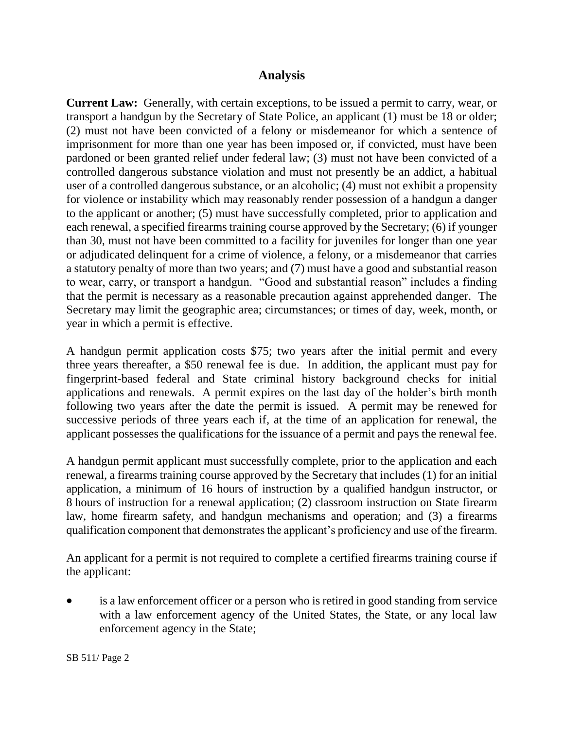## Analysis

**Current Law:** Generally, with certain exceptions, to be issued a permit to carry, wear, or transport a handgun by the Secretary of State Police, an applicant (1) must be 18 or older; (2) must not have been convicted of a felony or misdemeanor for which a sentence of imprisonment for more than one year has been imposed or, if convicted, must have been pardoned or been granted relief under federal law; (3) must not have been convicted of a controlled dangerous substance violation and must not presently be an addict, a habitual user of a controlled dangerous substance, or an alcoholic; (4) must not exhibit a propensity for violence or instability which may reasonably render possession of a handgun a danger to the applicant or another; (5) must have successfully completed, prior to application and each renewal, a specified firearms training course approved by the Secretary; (6) if younger than 30, must not have been committed to a facility for juveniles for longer than one year or adjudicated delinquent for a crime of violence, a felony, or a misdemeanor that carries a statutory penalty of more than two years; and (7) must have a good and substantial reason to wear, carry, or transport a handgun. "Good and substantial reason" includes a finding that the permit is necessary as a reasonable precaution against apprehended danger. The Secretary may limit the geographic area; circumstances; or times of day, week, month, or year in which a permit is effective.

A handgun permit application costs $75; two years after the initial permit and every three years thereafter, a $50 renewal fee is due. In addition, the applicant must pay for fingerprint-based federal and State criminal history background checks for initial applications and renewals. A permit expires on the last day of the holder's birth month following two years after the date the permit is issued. A permit may be renewed for successive periods of three years each if, at the time of an application for renewal, the applicant possesses the qualifications for the issuance of a permit and pays the renewal fee.

A handgun permit applicant must successfully complete, prior to the application and each renewal, a firearms training course approved by the Secretary that includes (1) for an initial application, a minimum of 16 hours of instruction by a qualified handgun instructor, or 8 hours of instruction for a renewal application; (2) classroom instruction on State firearm law, home firearm safety, and handgun mechanisms and operation; and (3) a firearms qualification component that demonstrates the applicant's proficiency and use of the firearm.

An applicant for a permit is not required to complete a certified firearms training course if the applicant:

- is a law enforcement officer or a person who is retired in good standing from service with a law enforcement agency of the United States, the State, or any local law enforcement agency in the State;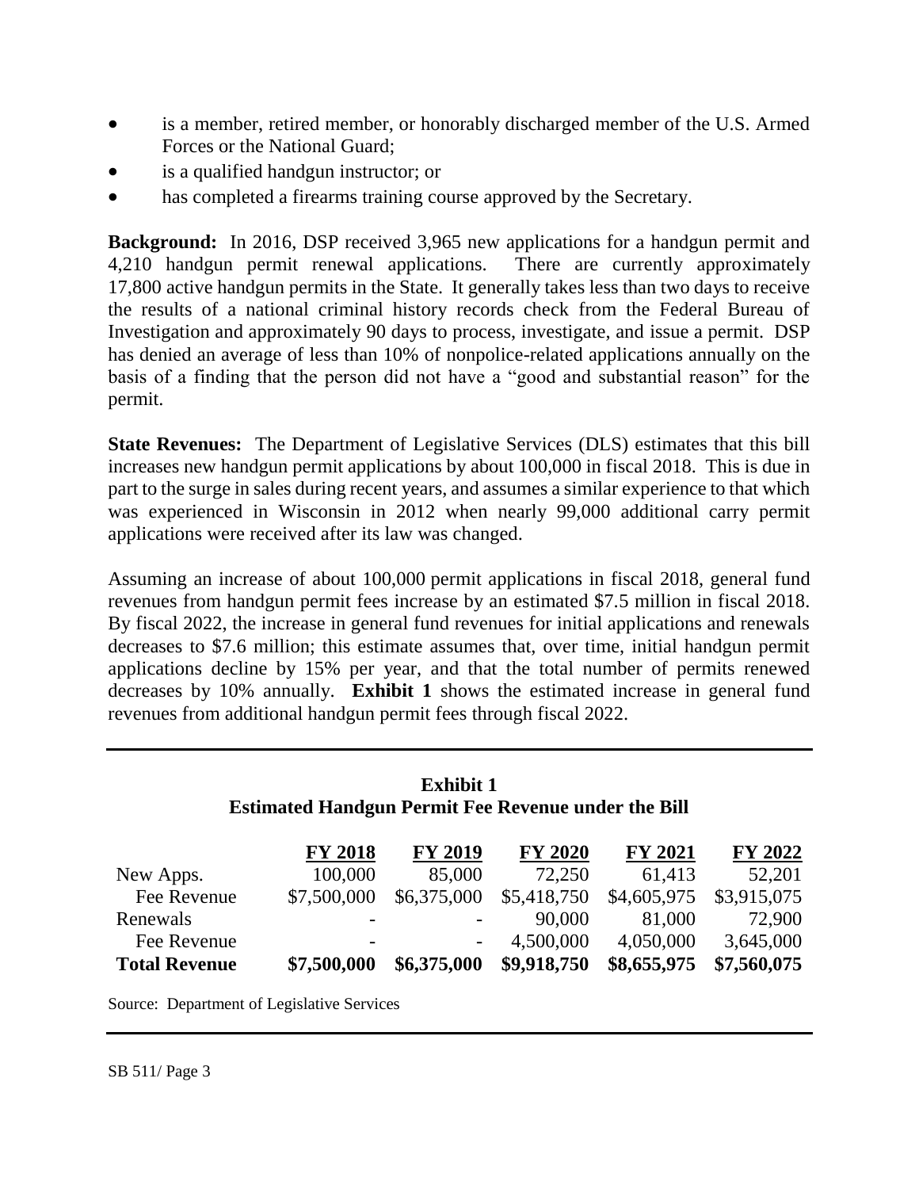- is a member, retired member, or honorably discharged member of the U.S. Armed Forces or the National Guard;
- is a qualified handgun instructor; or
- has completed a firearms training course approved by the Secretary.

**Background:** In 2016, DSP received 3,965 new applications for a handgun permit and 4,210 handgun permit renewal applications. There are currently approximately 17,800 active handgun permits in the State. It generally takes less than two days to receive the results of a national criminal history records check from the Federal Bureau of Investigation and approximately 90 days to process, investigate, and issue a permit. DSP has denied an average of less than 10% of nonpolice-related applications annually on the basis of a finding that the person did not have a "good and substantial reason" for the permit.

**State Revenues:** The Department of Legislative Services (DLS) estimates that this bill increases new handgun permit applications by about 100,000 in fiscal 2018. This is due in part to the surge in sales during recent years, and assumes a similar experience to that which was experienced in Wisconsin in 2012 when nearly 99,000 additional carry permit applications were received after its law was changed.

Assuming an increase of about 100,000 permit applications in fiscal 2018, general fund revenues from handgun permit fees increase by an estimated $7.5 million in fiscal 2018. By fiscal 2022, the increase in general fund revenues for initial applications and renewals decreases to $7.6 million; this estimate assumes that, over time, initial handgun permit applications decline by 15% per year, and that the total number of permits renewed decreases by 10% annually. **Exhibit 1** shows the estimated increase in general fund revenues from additional handgun permit fees through fiscal 2022.

**Exhibit 1**
**Estimated Handgun Permit Fee Revenue under the Bill**

| | FY 2018 | FY 2019 | FY 2020 | FY 2021 | FY 2022 |
|---|---|---|---|---|---|
| New Apps. | 100,000 | 85,000 | 72,250 | 61,413 | 52,201 |
| Fee Revenue | $7,500,000 | $6,375,000 | $5,418,750 | $4,605,975 | $3,915,075 |
| Renewals | - | - | 90,000 | 81,000 | 72,900 |
| Fee Revenue | - | - | 4,500,000 | 4,050,000 | 3,645,000 |
| **Total Revenue** | **$7,500,000** | **$6,375,000** | **$9,918,750** | **$8,655,975** | **$7,560,075** |

Source: Department of Legislative Services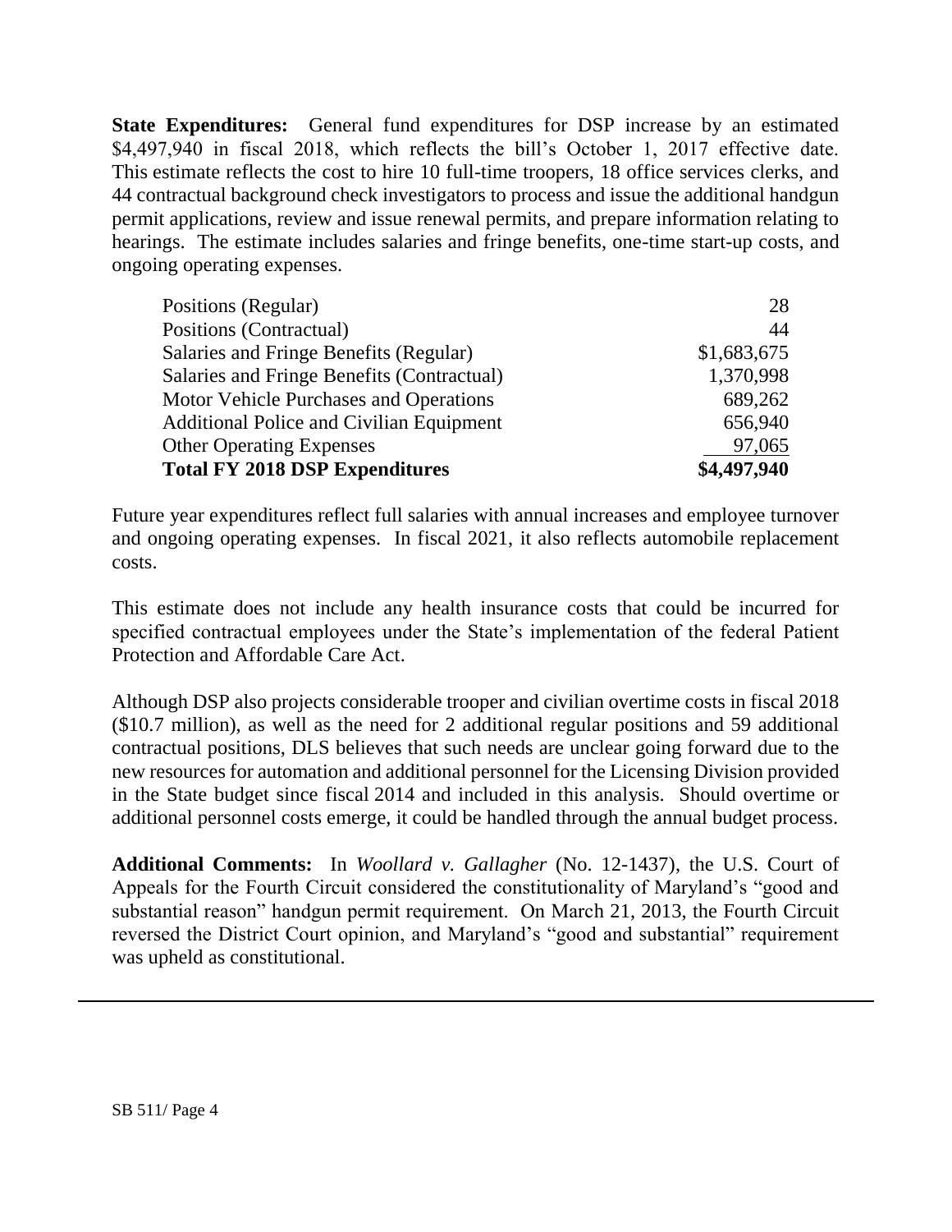**State Expenditures:** General fund expenditures for DSP increase by an estimated $4,497,940 in fiscal 2018, which reflects the bill's October 1, 2017 effective date. This estimate reflects the cost to hire 10 full-time troopers, 18 office services clerks, and 44 contractual background check investigators to process and issue the additional handgun permit applications, review and issue renewal permits, and prepare information relating to hearings. The estimate includes salaries and fringe benefits, one-time start-up costs, and ongoing operating expenses.

| | |
|---|---:|
| Positions (Regular) | 28 |
| Positions (Contractual) | 44 |
| Salaries and Fringe Benefits (Regular) | $1,683,675 |
| Salaries and Fringe Benefits (Contractual) | 1,370,998 |
| Motor Vehicle Purchases and Operations | 689,262 |
| Additional Police and Civilian Equipment | 656,940 |
| Other Operating Expenses | 97,065 |
| **Total FY 2018 DSP Expenditures** | **$4,497,940** |

Future year expenditures reflect full salaries with annual increases and employee turnover and ongoing operating expenses. In fiscal 2021, it also reflects automobile replacement costs.

This estimate does not include any health insurance costs that could be incurred for specified contractual employees under the State's implementation of the federal Patient Protection and Affordable Care Act.

Although DSP also projects considerable trooper and civilian overtime costs in fiscal 2018 ($10.7 million), as well as the need for 2 additional regular positions and 59 additional contractual positions, DLS believes that such needs are unclear going forward due to the new resources for automation and additional personnel for the Licensing Division provided in the State budget since fiscal 2014 and included in this analysis. Should overtime or additional personnel costs emerge, it could be handled through the annual budget process.

**Additional Comments:** In *Woollard v. Gallagher* (No. 12-1437), the U.S. Court of Appeals for the Fourth Circuit considered the constitutionality of Maryland's "good and substantial reason" handgun permit requirement. On March 21, 2013, the Fourth Circuit reversed the District Court opinion, and Maryland's "good and substantial" requirement was upheld as constitutional.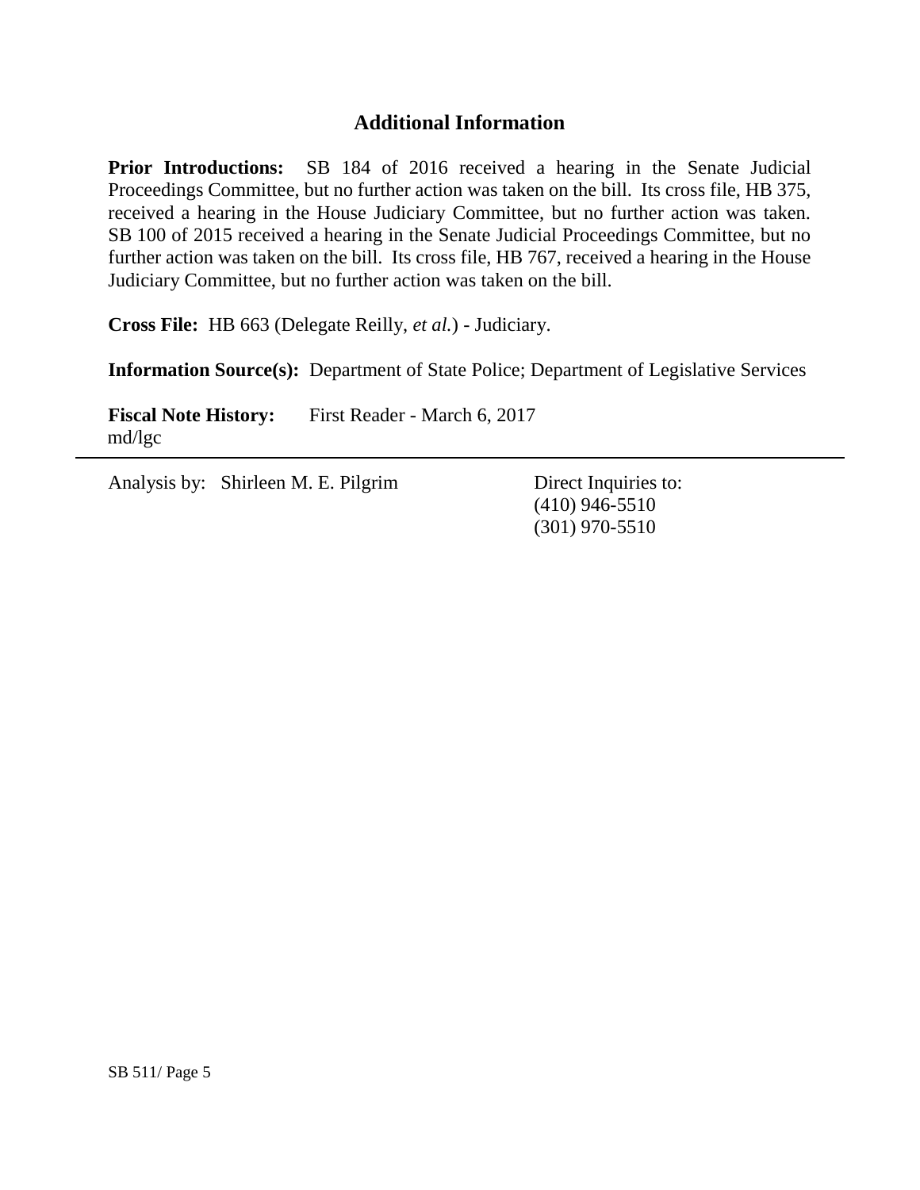## Additional Information

**Prior Introductions:** SB 184 of 2016 received a hearing in the Senate Judicial Proceedings Committee, but no further action was taken on the bill. Its cross file, HB 375, received a hearing in the House Judiciary Committee, but no further action was taken. SB 100 of 2015 received a hearing in the Senate Judicial Proceedings Committee, but no further action was taken on the bill. Its cross file, HB 767, received a hearing in the House Judiciary Committee, but no further action was taken on the bill.

**Cross File:** HB 663 (Delegate Reilly, *et al.*) - Judiciary.

**Information Source(s):** Department of State Police; Department of Legislative Services

**Fiscal Note History:** First Reader - March 6, 2017
md/lgc

---

Analysis by: Shirleen M. E. Pilgrim

Direct Inquiries to:
(410) 946-5510
(301) 970-5510